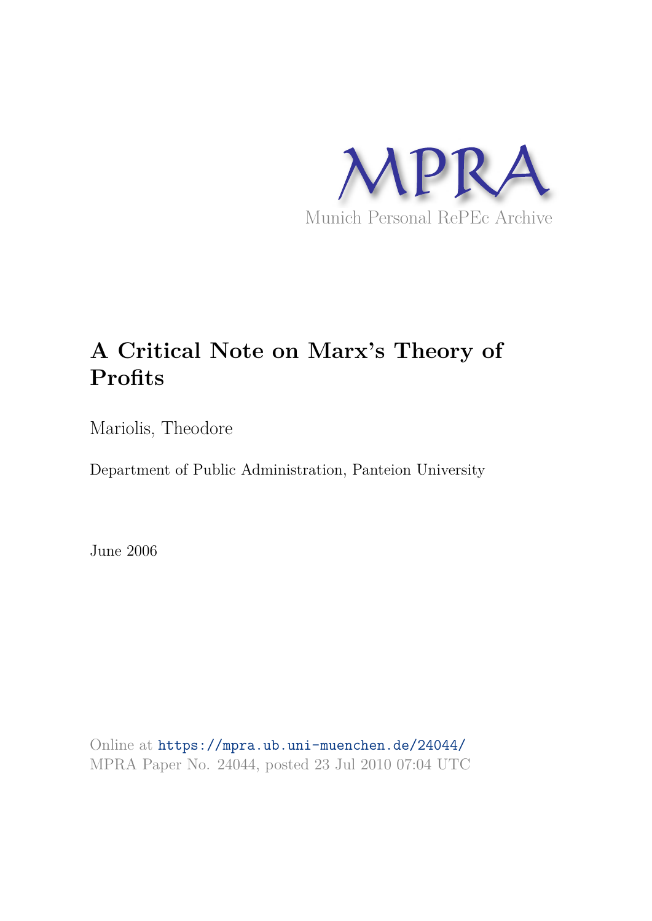MPRA

Munich Personal RePEc Archive

# A Critical Note on Marx's Theory of Profits

Mariolis, Theodore

Department of Public Administration, Panteion University

June 2006

Online at https://mpra.ub.uni-muenchen.de/24044/
MPRA Paper No. 24044, posted 23 Jul 2010 07:04 UTC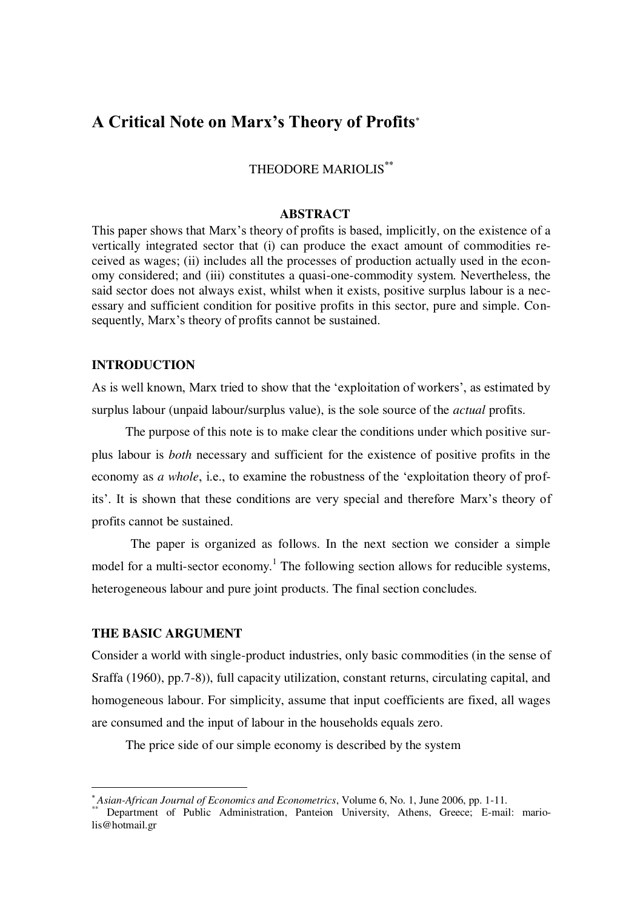# A Critical Note on Marx's Theory of Profits*

THEODORE MARIOLIS**

### ABSTRACT

This paper shows that Marx's theory of profits is based, implicitly, on the existence of a vertically integrated sector that (i) can produce the exact amount of commodities received as wages; (ii) includes all the processes of production actually used in the economy considered; and (iii) constitutes a quasi-one-commodity system. Nevertheless, the said sector does not always exist, whilst when it exists, positive surplus labour is a necessary and sufficient condition for positive profits in this sector, pure and simple. Consequently, Marx's theory of profits cannot be sustained.

### INTRODUCTION

As is well known, Marx tried to show that the 'exploitation of workers', as estimated by surplus labour (unpaid labour/surplus value), is the sole source of the *actual* profits.

The purpose of this note is to make clear the conditions under which positive surplus labour is *both* necessary and sufficient for the existence of positive profits in the economy as *a whole*, i.e., to examine the robustness of the 'exploitation theory of profits'. It is shown that these conditions are very special and therefore Marx's theory of profits cannot be sustained.

The paper is organized as follows. In the next section we consider a simple model for a multi-sector economy.[1] The following section allows for reducible systems, heterogeneous labour and pure joint products. The final section concludes.

### THE BASIC ARGUMENT

Consider a world with single-product industries, only basic commodities (in the sense of Sraffa (1960), pp.7-8)), full capacity utilization, constant returns, circulating capital, and homogeneous labour. For simplicity, assume that input coefficients are fixed, all wages are consumed and the input of labour in the households equals zero.

The price side of our simple economy is described by the system

---

\* *Asian-African Journal of Economics and Econometrics*, Volume 6, No. 1, June 2006, pp. 1-11.

\*\* Department of Public Administration, Panteion University, Athens, Greece; E-mail: mariolis@hotmail.gr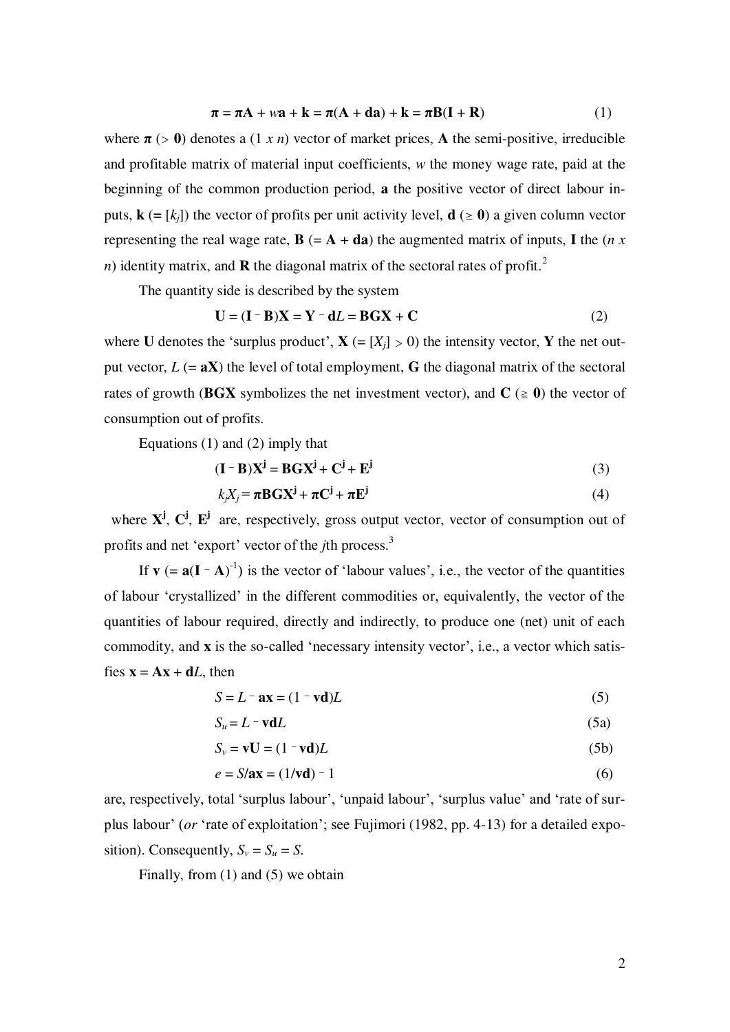$$\boldsymbol{\pi} = \boldsymbol{\pi}\mathbf{A} + w\mathbf{a} + \mathbf{k} = \boldsymbol{\pi}(\mathbf{A} + \mathbf{da}) + \mathbf{k} = \boldsymbol{\pi}\mathbf{B}(\mathbf{I} + \mathbf{R}) \tag{1}$$

where $\boldsymbol{\pi}$ ($> \mathbf{0}$) denotes a ($1 \times n$) vector of market prices, $\mathbf{A}$ the semi-positive, irreducible and profitable matrix of material input coefficients, $w$ the money wage rate, paid at the beginning of the common production period, $\mathbf{a}$ the positive vector of direct labour inputs, $\mathbf{k}$ ($= [k_j]$) the vector of profits per unit activity level, $\mathbf{d}$ ($\geq \mathbf{0}$) a given column vector representing the real wage rate, $\mathbf{B}$ ($= \mathbf{A} + \mathbf{da}$) the augmented matrix of inputs, $\mathbf{I}$ the ($n \times n$) identity matrix, and $\mathbf{R}$ the diagonal matrix of the sectoral rates of profit.[2]

The quantity side is described by the system

$$\mathbf{U} = (\mathbf{I} - \mathbf{B})\mathbf{X} = \mathbf{Y} - \mathbf{d}L = \mathbf{BGX} + \mathbf{C} \tag{2}$$

where $\mathbf{U}$ denotes the 'surplus product', $\mathbf{X}$ ($= [X_j] > 0$) the intensity vector, $\mathbf{Y}$ the net output vector, $L$ ($= \mathbf{aX}$) the level of total employment, $\mathbf{G}$ the diagonal matrix of the sectoral rates of growth ($\mathbf{BGX}$ symbolizes the net investment vector), and $\mathbf{C}$ ($\geqq \mathbf{0}$) the vector of consumption out of profits.

Equations (1) and (2) imply that

$$(\mathbf{I} - \mathbf{B})\mathbf{X}^{\mathbf{j}} = \mathbf{BGX}^{\mathbf{j}} + \mathbf{C}^{\mathbf{j}} + \mathbf{E}^{\mathbf{j}} \tag{3}$$

$$k_j X_j = \boldsymbol{\pi}\mathbf{BGX}^{\mathbf{j}} + \boldsymbol{\pi}\mathbf{C}^{\mathbf{j}} + \boldsymbol{\pi}\mathbf{E}^{\mathbf{j}} \tag{4}$$

where $\mathbf{X}^{\mathbf{j}}$, $\mathbf{C}^{\mathbf{j}}$, $\mathbf{E}^{\mathbf{j}}$ are, respectively, gross output vector, vector of consumption out of profits and net 'export' vector of the $j$th process.[3]

If $\mathbf{v}$ ($= \mathbf{a}(\mathbf{I} - \mathbf{A})^{-1}$) is the vector of 'labour values', i.e., the vector of the quantities of labour 'crystallized' in the different commodities or, equivalently, the vector of the quantities of labour required, directly and indirectly, to produce one (net) unit of each commodity, and $\mathbf{x}$ is the so-called 'necessary intensity vector', i.e., a vector which satisfies $\mathbf{x} = \mathbf{Ax} + \mathbf{d}L$, then

$$S = L - \mathbf{ax} = (1 - \mathbf{vd})L \tag{5}$$

$$S_u = L - \mathbf{vd}L \tag{5a}$$

$$S_v = \mathbf{vU} = (1 - \mathbf{vd})L \tag{5b}$$

$$e = S/\mathbf{ax} = (1/\mathbf{vd}) - 1 \tag{6}$$

are, respectively, total 'surplus labour', 'unpaid labour', 'surplus value' and 'rate of surplus labour' (*or* 'rate of exploitation'; see Fujimori (1982, pp. 4-13) for a detailed exposition). Consequently, $S_v = S_u = S$.

Finally, from (1) and (5) we obtain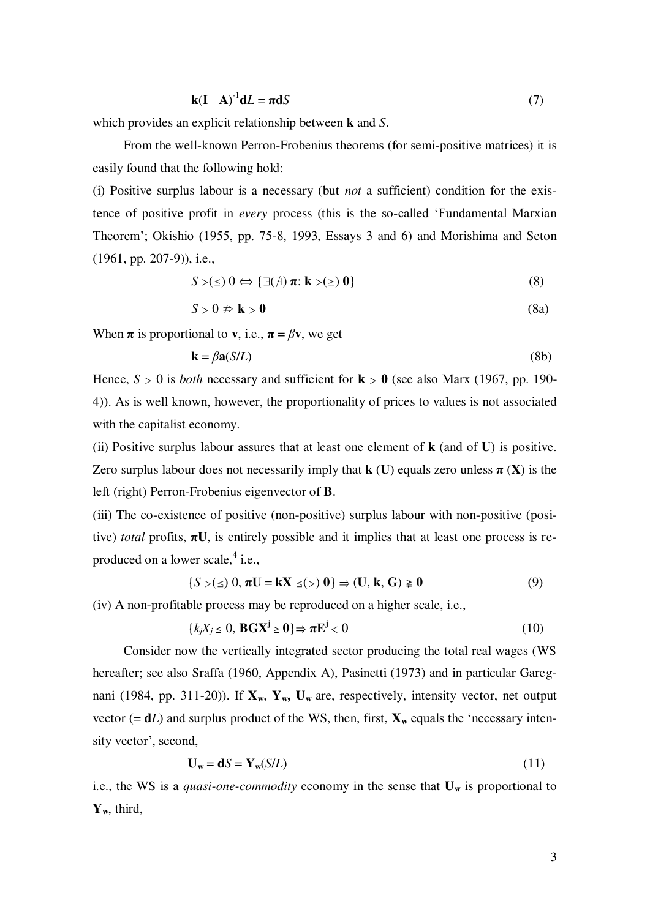$$\mathbf{k}(\mathbf{I} - \mathbf{A})^{-1}\mathbf{d}L = \boldsymbol{\pi}\mathbf{d}S \tag{7}$$

which provides an explicit relationship between $\mathbf{k}$ and $S$.

From the well-known Perron-Frobenius theorems (for semi-positive matrices) it is easily found that the following hold:

(i) Positive surplus labour is a necessary (but *not* a sufficient) condition for the existence of positive profit in *every* process (this is the so-called 'Fundamental Marxian Theorem'; Okishio (1955, pp. 75-8, 1993, Essays 3 and 6) and Morishima and Seton (1961, pp. 207-9)), i.e.,

$$S >(\leq)\ 0 \Leftrightarrow \{\exists(\nexists)\ \boldsymbol{\pi}\text{: } \mathbf{k} >(\geq)\ \mathbf{0}\} \tag{8}$$

$$S > 0 \nRightarrow \mathbf{k} > \mathbf{0} \tag{8a}$$

When $\boldsymbol{\pi}$ is proportional to $\mathbf{v}$, i.e., $\boldsymbol{\pi} = \beta\mathbf{v}$, we get

$$\mathbf{k} = \beta\mathbf{a}(S/L) \tag{8b}$$

Hence, $S > 0$ is *both* necessary and sufficient for $\mathbf{k} > \mathbf{0}$ (see also Marx (1967, pp. 190-4)). As is well known, however, the proportionality of prices to values is not associated with the capitalist economy.

(ii) Positive surplus labour assures that at least one element of $\mathbf{k}$ (and of $\mathbf{U}$) is positive. Zero surplus labour does not necessarily imply that $\mathbf{k}$ ($\mathbf{U}$) equals zero unless $\boldsymbol{\pi}$ ($\mathbf{X}$) is the left (right) Perron-Frobenius eigenvector of $\mathbf{B}$.

(iii) The co-existence of positive (non-positive) surplus labour with non-positive (positive) *total* profits, $\boldsymbol{\pi}\mathbf{U}$, is entirely possible and it implies that at least one process is reproduced on a lower scale,[4] i.e.,

$$\{S >(\leq)\ 0,\ \boldsymbol{\pi}\mathbf{U} = \mathbf{k}\mathbf{X} \leq(>)\ \mathbf{0}\} \Rightarrow (\mathbf{U}, \mathbf{k}, \mathbf{G}) \ngeq \mathbf{0} \tag{9}$$

(iv) A non-profitable process may be reproduced on a higher scale, i.e.,

$$\{k_jX_j \leq 0,\ \mathbf{B}\mathbf{G}\mathbf{X}^{\mathbf{j}} \geq \mathbf{0}\} \Rightarrow \boldsymbol{\pi}\mathbf{E}^{\mathbf{j}} < 0 \tag{10}$$

Consider now the vertically integrated sector producing the total real wages (WS hereafter; see also Sraffa (1960, Appendix A), Pasinetti (1973) and in particular Garegnani (1984, pp. 311-20)). If $\mathbf{X_w}$, $\mathbf{Y_w}$, $\mathbf{U_w}$ are, respectively, intensity vector, net output vector ($= \mathbf{d}L$) and surplus product of the WS, then, first, $\mathbf{X_w}$ equals the 'necessary intensity vector', second,

$$\mathbf{U_w} = \mathbf{d}S = \mathbf{Y_w}(S/L) \tag{11}$$

i.e., the WS is a *quasi-one-commodity* economy in the sense that $\mathbf{U_w}$ is proportional to $\mathbf{Y_w}$, third,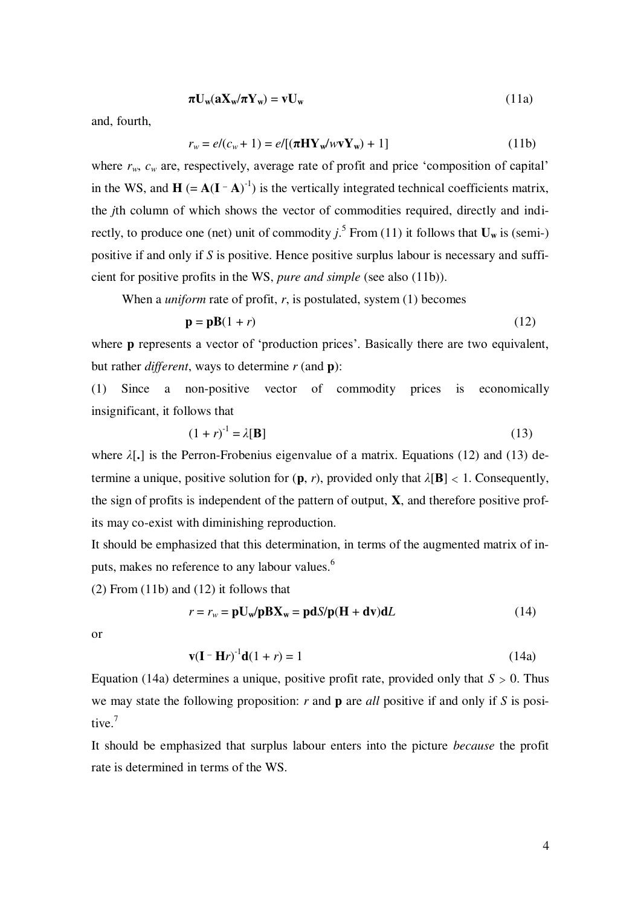$$\boldsymbol{\pi}\mathbf{U_w}(\mathbf{aX_w}/\boldsymbol{\pi}\mathbf{Y_w}) = \mathbf{vU_w} \tag{11a}$$

and, fourth,

$$r_w = e/(c_w + 1) = e/[(\boldsymbol{\pi}\mathbf{HY_w}/w\mathbf{vY_w}) + 1] \tag{11b}$$

where $r_w$, $c_w$ are, respectively, average rate of profit and price 'composition of capital' in the WS, and $\mathbf{H}$ ($= \mathbf{A}(\mathbf{I} - \mathbf{A})^{-1}$) is the vertically integrated technical coefficients matrix, the $j$th column of which shows the vector of commodities required, directly and indirectly, to produce one (net) unit of commodity $j$.[5] From (11) it follows that $\mathbf{U_w}$ is (semi-) positive if and only if $S$ is positive. Hence positive surplus labour is necessary and sufficient for positive profits in the WS, *pure and simple* (see also (11b)).

When a *uniform* rate of profit, $r$, is postulated, system (1) becomes

$$\mathbf{p} = \mathbf{pB}(1 + r) \tag{12}$$

where $\mathbf{p}$ represents a vector of 'production prices'. Basically there are two equivalent, but rather *different*, ways to determine $r$ (and $\mathbf{p}$):

(1) Since a non-positive vector of commodity prices is economically insignificant, it follows that

$$(1 + r)^{-1} = \lambda[\mathbf{B}] \tag{13}$$

where $\lambda[.]$ is the Perron-Frobenius eigenvalue of a matrix. Equations (12) and (13) determine a unique, positive solution for ($\mathbf{p}$, $r$), provided only that $\lambda[\mathbf{B}] < 1$. Consequently, the sign of profits is independent of the pattern of output, $\mathbf{X}$, and therefore positive profits may co-exist with diminishing reproduction.

It should be emphasized that this determination, in terms of the augmented matrix of inputs, makes no reference to any labour values.[6]

(2) From (11b) and (12) it follows that

$$r = r_w = \mathbf{pU_w}/\mathbf{pBX_w} = \mathbf{pd}S/\mathbf{p}(\mathbf{H} + \mathbf{dv})\mathbf{d}L \tag{14}$$

or

$$\mathbf{v}(\mathbf{I} - \mathbf{H}r)^{-1}\mathbf{d}(1 + r) = 1 \tag{14a}$$

Equation (14a) determines a unique, positive profit rate, provided only that $S > 0$. Thus we may state the following proposition: $r$ and $\mathbf{p}$ are *all* positive if and only if $S$ is positive.[7]

It should be emphasized that surplus labour enters into the picture *because* the profit rate is determined in terms of the WS.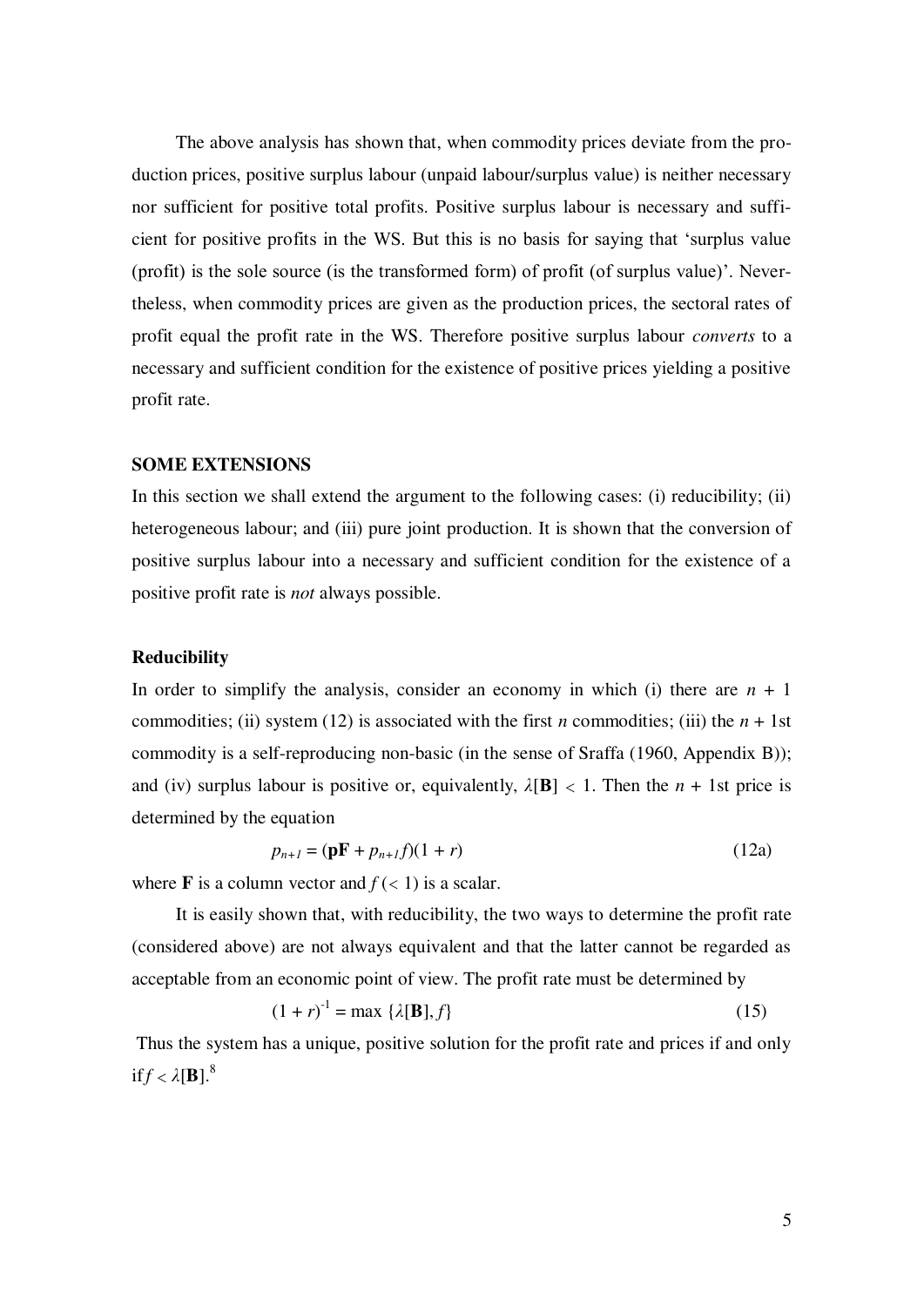The above analysis has shown that, when commodity prices deviate from the production prices, positive surplus labour (unpaid labour/surplus value) is neither necessary nor sufficient for positive total profits. Positive surplus labour is necessary and sufficient for positive profits in the WS. But this is no basis for saying that 'surplus value (profit) is the sole source (is the transformed form) of profit (of surplus value)'. Nevertheless, when commodity prices are given as the production prices, the sectoral rates of profit equal the profit rate in the WS. Therefore positive surplus labour *converts* to a necessary and sufficient condition for the existence of positive prices yielding a positive profit rate.

## SOME EXTENSIONS

In this section we shall extend the argument to the following cases: (i) reducibility; (ii) heterogeneous labour; and (iii) pure joint production. It is shown that the conversion of positive surplus labour into a necessary and sufficient condition for the existence of a positive profit rate is *not* always possible.

### Reducibility

In order to simplify the analysis, consider an economy in which (i) there are $n + 1$ commodities; (ii) system (12) is associated with the first $n$ commodities; (iii) the $n + 1$st commodity is a self-reproducing non-basic (in the sense of Sraffa (1960, Appendix B)); and (iv) surplus labour is positive or, equivalently, $\lambda[\mathbf{B}] < 1$. Then the $n + 1$st price is determined by the equation

$$p_{n+1} = (\mathbf{pF} + p_{n+1}f)(1 + r) \tag{12a}$$

where $\mathbf{F}$ is a column vector and $f\,(< 1)$ is a scalar.

It is easily shown that, with reducibility, the two ways to determine the profit rate (considered above) are not always equivalent and that the latter cannot be regarded as acceptable from an economic point of view. The profit rate must be determined by

$$(1 + r)^{-1} = \max\,\{\lambda[\mathbf{B}], f\} \tag{15}$$

Thus the system has a unique, positive solution for the profit rate and prices if and only if $f < \lambda[\mathbf{B}]$.[8]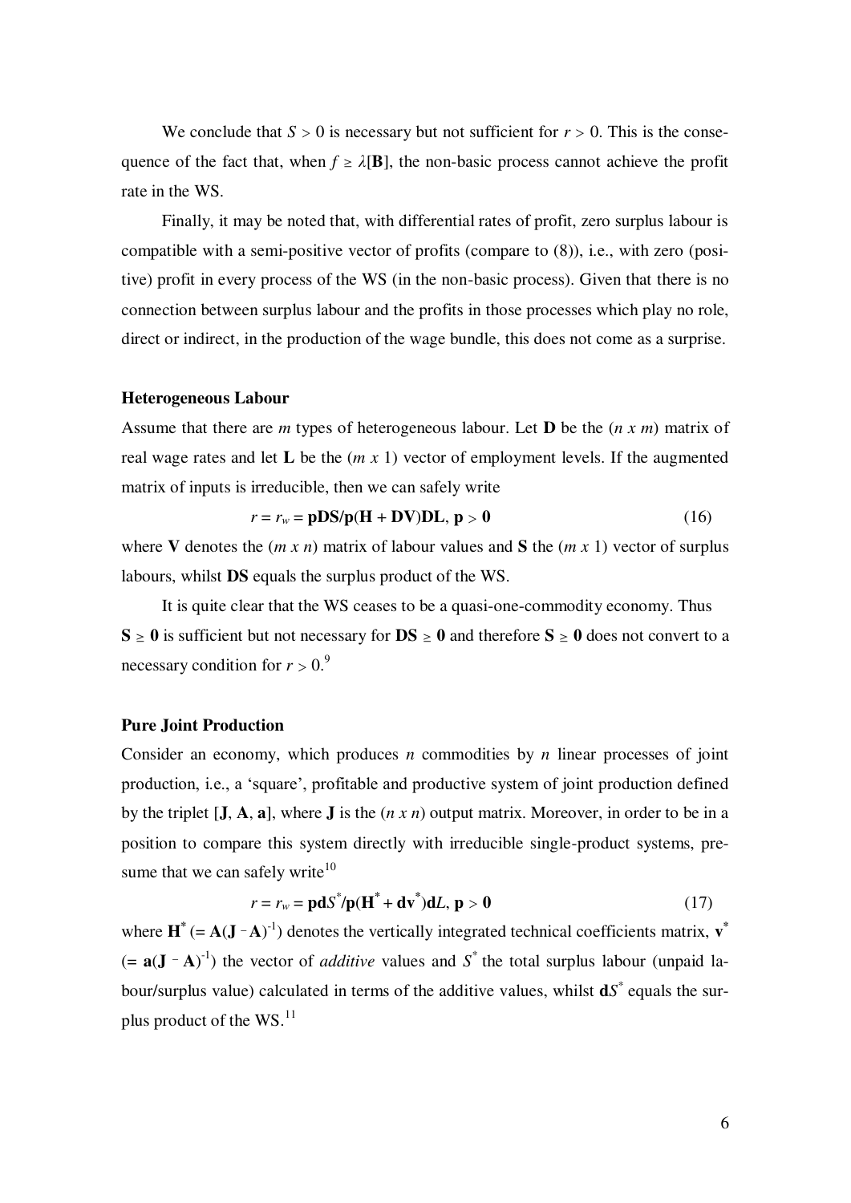We conclude that $S > 0$ is necessary but not sufficient for $r > 0$. This is the consequence of the fact that, when $f \geq \lambda[\mathbf{B}]$, the non-basic process cannot achieve the profit rate in the WS.

Finally, it may be noted that, with differential rates of profit, zero surplus labour is compatible with a semi-positive vector of profits (compare to (8)), i.e., with zero (positive) profit in every process of the WS (in the non-basic process). Given that there is no connection between surplus labour and the profits in those processes which play no role, direct or indirect, in the production of the wage bundle, this does not come as a surprise.

### Heterogeneous Labour

Assume that there are *m* types of heterogeneous labour. Let $\mathbf{D}$ be the $(n \times m)$ matrix of real wage rates and let $\mathbf{L}$ be the $(m \times 1)$ vector of employment levels. If the augmented matrix of inputs is irreducible, then we can safely write

$$r = r_w = \mathbf{pDS}/\mathbf{p}(\mathbf{H} + \mathbf{DV})\mathbf{DL},\ \mathbf{p} > \mathbf{0} \tag{16}$$

where $\mathbf{V}$ denotes the $(m \times n)$ matrix of labour values and $\mathbf{S}$ the $(m \times 1)$ vector of surplus labours, whilst $\mathbf{DS}$ equals the surplus product of the WS.

It is quite clear that the WS ceases to be a quasi-one-commodity economy. Thus $\mathbf{S} \geq \mathbf{0}$ is sufficient but not necessary for $\mathbf{DS} \geq \mathbf{0}$ and therefore $\mathbf{S} \geq \mathbf{0}$ does not convert to a necessary condition for $r > 0$.[9]

### Pure Joint Production

Consider an economy, which produces *n* commodities by *n* linear processes of joint production, i.e., a 'square', profitable and productive system of joint production defined by the triplet $[\mathbf{J}, \mathbf{A}, \mathbf{a}]$, where $\mathbf{J}$ is the $(n \times n)$ output matrix. Moreover, in order to be in a position to compare this system directly with irreducible single-product systems, presume that we can safely write[10]

$$r = r_w = \mathbf{pd}S^*/\mathbf{p}(\mathbf{H}^* + \mathbf{dv}^*)\mathbf{d}L,\ \mathbf{p} > \mathbf{0} \tag{17}$$

where $\mathbf{H}^*$ $(= \mathbf{A}(\mathbf{J} - \mathbf{A})^{-1})$ denotes the vertically integrated technical coefficients matrix, $\mathbf{v}^*$ $(= \mathbf{a}(\mathbf{J} - \mathbf{A})^{-1})$ the vector of *additive* values and $S^*$ the total surplus labour (unpaid labour/surplus value) calculated in terms of the additive values, whilst $\mathbf{d}S^*$ equals the surplus product of the WS.[11]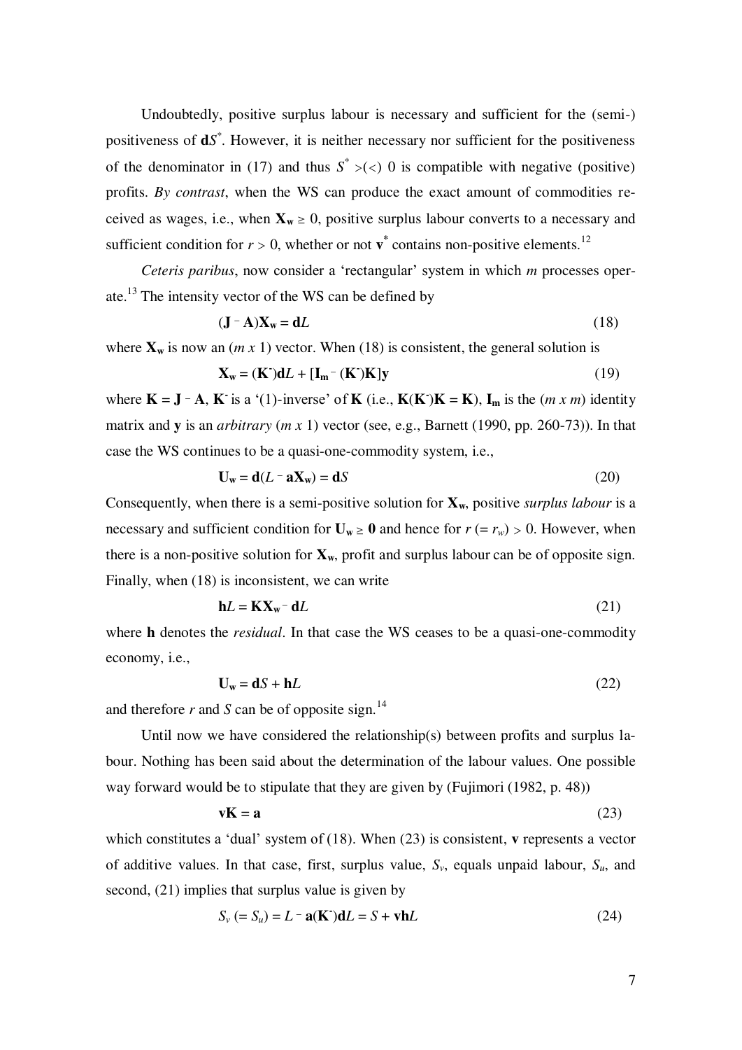Undoubtedly, positive surplus labour is necessary and sufficient for the (semi-) positiveness of $\mathbf{d}S^*$. However, it is neither necessary nor sufficient for the positiveness of the denominator in (17) and thus $S^* >(<)\ 0$ is compatible with negative (positive) profits. *By contrast*, when the WS can produce the exact amount of commodities received as wages, i.e., when $\mathbf{X_w} \geq 0$, positive surplus labour converts to a necessary and sufficient condition for $r > 0$, whether or not $\mathbf{v}^*$ contains non-positive elements.[12]

*Ceteris paribus*, now consider a 'rectangular' system in which $m$ processes operate.[13] The intensity vector of the WS can be defined by

$$(\mathbf{J} - \mathbf{A})\mathbf{X_w} = \mathbf{d}L \tag{18}$$

where $\mathbf{X_w}$ is now an $(m\ x\ 1)$ vector. When (18) is consistent, the general solution is

$$\mathbf{X_w} = (\mathbf{K}^-)\mathbf{d}L + [\mathbf{I_m} - (\mathbf{K}^-)\mathbf{K}]\mathbf{y} \tag{19}$$

where $\mathbf{K} = \mathbf{J} - \mathbf{A}$, $\mathbf{K}^-$ is a '(1)-inverse' of $\mathbf{K}$ (i.e., $\mathbf{K}(\mathbf{K}^-)\mathbf{K} = \mathbf{K}$), $\mathbf{I_m}$ is the $(m\ x\ m)$ identity matrix and $\mathbf{y}$ is an *arbitrary* $(m\ x\ 1)$ vector (see, e.g., Barnett (1990, pp. 260-73)). In that case the WS continues to be a quasi-one-commodity system, i.e.,

$$\mathbf{U_w} = \mathbf{d}(L - \mathbf{a}\mathbf{X_w}) = \mathbf{d}S \tag{20}$$

Consequently, when there is a semi-positive solution for $\mathbf{X_w}$, positive *surplus labour* is a necessary and sufficient condition for $\mathbf{U_w} \geq \mathbf{0}$ and hence for $r\ (= r_w) > 0$. However, when there is a non-positive solution for $\mathbf{X_w}$, profit and surplus labour can be of opposite sign. Finally, when (18) is inconsistent, we can write

$$\mathbf{h}L = \mathbf{K}\mathbf{X_w} - \mathbf{d}L \tag{21}$$

where $\mathbf{h}$ denotes the *residual*. In that case the WS ceases to be a quasi-one-commodity economy, i.e.,

$$\mathbf{U_w} = \mathbf{d}S + \mathbf{h}L \tag{22}$$

and therefore $r$ and $S$ can be of opposite sign.[14]

Until now we have considered the relationship(s) between profits and surplus labour. Nothing has been said about the determination of the labour values. One possible way forward would be to stipulate that they are given by (Fujimori (1982, p. 48))

$$\mathbf{v}\mathbf{K} = \mathbf{a} \tag{23}$$

which constitutes a 'dual' system of (18). When (23) is consistent, $\mathbf{v}$ represents a vector of additive values. In that case, first, surplus value, $S_v$, equals unpaid labour, $S_u$, and second, (21) implies that surplus value is given by

$$S_v\ (= S_u) = L - \mathbf{a}(\mathbf{K}^-)\mathbf{d}L = S + \mathbf{v}\mathbf{h}L \tag{24}$$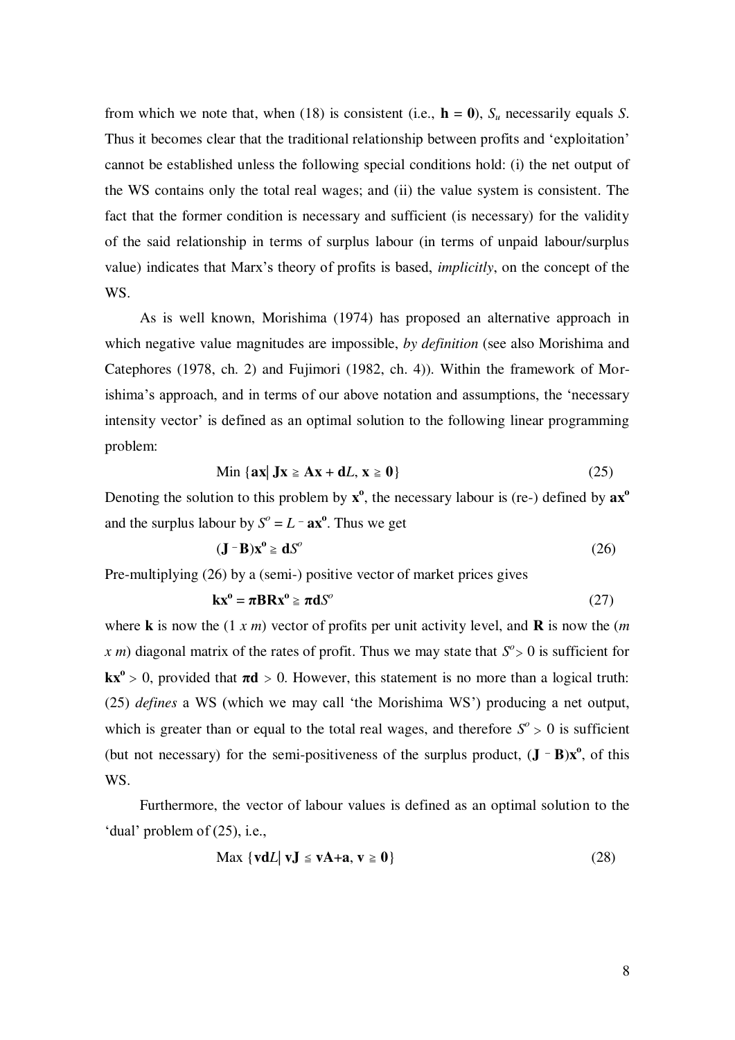from which we note that, when (18) is consistent (i.e., $\mathbf{h} = \mathbf{0}$), $S_u$ necessarily equals $S$. Thus it becomes clear that the traditional relationship between profits and 'exploitation' cannot be established unless the following special conditions hold: (i) the net output of the WS contains only the total real wages; and (ii) the value system is consistent. The fact that the former condition is necessary and sufficient (is necessary) for the validity of the said relationship in terms of surplus labour (in terms of unpaid labour/surplus value) indicates that Marx's theory of profits is based, *implicitly*, on the concept of the WS.

As is well known, Morishima (1974) has proposed an alternative approach in which negative value magnitudes are impossible, *by definition* (see also Morishima and Catephores (1978, ch. 2) and Fujimori (1982, ch. 4)). Within the framework of Morishima's approach, and in terms of our above notation and assumptions, the 'necessary intensity vector' is defined as an optimal solution to the following linear programming problem:

$$\text{Min } \{\mathbf{ax} | \, \mathbf{Jx} \geqq \mathbf{Ax} + \mathbf{d}L, \, \mathbf{x} \geqq \mathbf{0}\} \tag{25}$$

Denoting the solution to this problem by $\mathbf{x}^{\mathbf{o}}$, the necessary labour is (re-) defined by $\mathbf{ax}^{\mathbf{o}}$ and the surplus labour by $S^o = L - \mathbf{ax}^{\mathbf{o}}$. Thus we get

$$(\mathbf{J} - \mathbf{B})\mathbf{x}^{\mathbf{o}} \geqq \mathbf{d}S^o \tag{26}$$

Pre-multiplying (26) by a (semi-) positive vector of market prices gives

$$\mathbf{kx}^{\mathbf{o}} = \boldsymbol{\pi}\mathbf{BRx}^{\mathbf{o}} \geqq \boldsymbol{\pi}\mathbf{d}S^o \tag{27}$$

where $\mathbf{k}$ is now the $(1 \; x \; m)$ vector of profits per unit activity level, and $\mathbf{R}$ is now the $(m \; x \; m)$ diagonal matrix of the rates of profit. Thus we may state that $S^o > 0$ is sufficient for $\mathbf{kx}^{\mathbf{o}} > 0$, provided that $\boldsymbol{\pi}\mathbf{d} > 0$. However, this statement is no more than a logical truth: (25) *defines* a WS (which we may call 'the Morishima WS') producing a net output, which is greater than or equal to the total real wages, and therefore $S^o > 0$ is sufficient (but not necessary) for the semi-positiveness of the surplus product, $(\mathbf{J} - \mathbf{B})\mathbf{x}^{\mathbf{o}}$, of this WS.

Furthermore, the vector of labour values is defined as an optimal solution to the 'dual' problem of (25), i.e.,

$$\text{Max } \{\mathbf{vd}L | \, \mathbf{vJ} \leqq \mathbf{vA} + \mathbf{a}, \, \mathbf{v} \geqq \mathbf{0}\} \tag{28}$$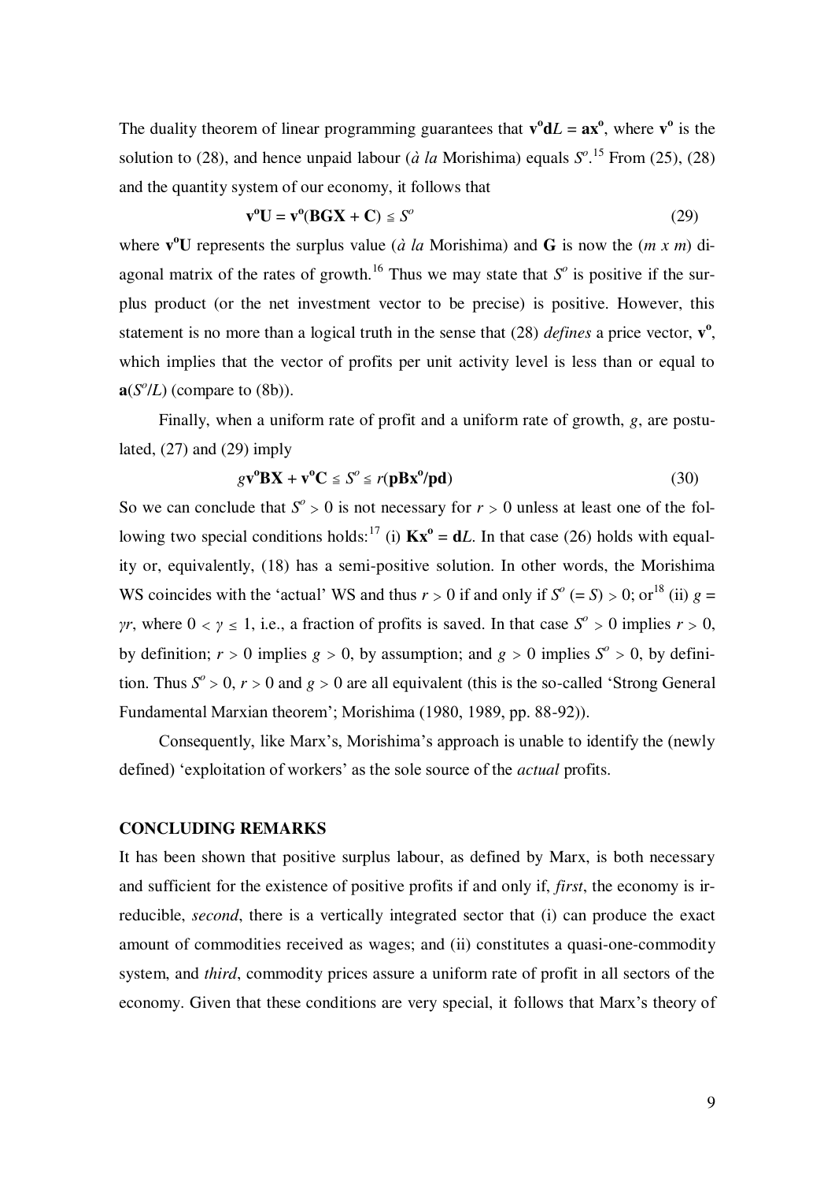The duality theorem of linear programming guarantees that $\mathbf{v^o d}L = \mathbf{ax^o}$, where $\mathbf{v^o}$ is the solution to (28), and hence unpaid labour (*à la* Morishima) equals $S^o$.[15] From (25), (28) and the quantity system of our economy, it follows that

$$\mathbf{v^o U} = \mathbf{v^o}(\mathbf{BGX} + \mathbf{C}) \leqq S^o \tag{29}$$

where $\mathbf{v^o U}$ represents the surplus value (*à la* Morishima) and $\mathbf{G}$ is now the $(m \times m)$ diagonal matrix of the rates of growth.[16] Thus we may state that $S^o$ is positive if the surplus product (or the net investment vector to be precise) is positive. However, this statement is no more than a logical truth in the sense that (28) *defines* a price vector, $\mathbf{v^o}$, which implies that the vector of profits per unit activity level is less than or equal to $\mathbf{a}(S^o/L)$ (compare to (8b)).

Finally, when a uniform rate of profit and a uniform rate of growth, $g$, are postulated, (27) and (29) imply

$$g\mathbf{v^o BX} + \mathbf{v^o C} \leqq S^o \leqq r(\mathbf{pBx^o}/\mathbf{pd}) \tag{30}$$

So we can conclude that $S^o > 0$ is not necessary for $r > 0$ unless at least one of the following two special conditions holds:[17] (i) $\mathbf{Kx^o} = \mathbf{d}L$. In that case (26) holds with equality or, equivalently, (18) has a semi-positive solution. In other words, the Morishima WS coincides with the 'actual' WS and thus $r > 0$ if and only if $S^o$ $(= S) > 0$; or[18] (ii) $g = \gamma r$, where $0 < \gamma \leq 1$, i.e., a fraction of profits is saved. In that case $S^o > 0$ implies $r > 0$, by definition; $r > 0$ implies $g > 0$, by assumption; and $g > 0$ implies $S^o > 0$, by definition. Thus $S^o > 0$, $r > 0$ and $g > 0$ are all equivalent (this is the so-called 'Strong General Fundamental Marxian theorem'; Morishima (1980, 1989, pp. 88-92)).

Consequently, like Marx's, Morishima's approach is unable to identify the (newly defined) 'exploitation of workers' as the sole source of the *actual* profits.

## CONCLUDING REMARKS

It has been shown that positive surplus labour, as defined by Marx, is both necessary and sufficient for the existence of positive profits if and only if, *first*, the economy is irreducible, *second*, there is a vertically integrated sector that (i) can produce the exact amount of commodities received as wages; and (ii) constitutes a quasi-one-commodity system, and *third*, commodity prices assure a uniform rate of profit in all sectors of the economy. Given that these conditions are very special, it follows that Marx's theory of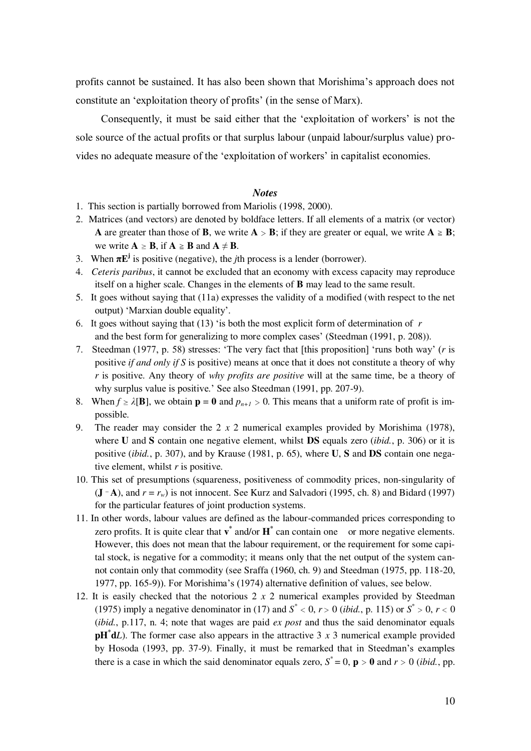profits cannot be sustained. It has also been shown that Morishima's approach does not constitute an 'exploitation theory of profits' (in the sense of Marx).

Consequently, it must be said either that the 'exploitation of workers' is not the sole source of the actual profits or that surplus labour (unpaid labour/surplus value) provides no adequate measure of the 'exploitation of workers' in capitalist economies.

### *Notes*

1. This section is partially borrowed from Mariolis (1998, 2000).
2. Matrices (and vectors) are denoted by boldface letters. If all elements of a matrix (or vector) $\mathbf{A}$ are greater than those of $\mathbf{B}$, we write $\mathbf{A} > \mathbf{B}$; if they are greater or equal, we write $\mathbf{A} \geqq \mathbf{B}$; we write $\mathbf{A} \geq \mathbf{B}$, if $\mathbf{A} \geqq \mathbf{B}$ and $\mathbf{A} \neq \mathbf{B}$.
3. When $\boldsymbol{\pi}\mathbf{E}^{\mathbf{j}}$ is positive (negative), the *j*th process is a lender (borrower).
4. *Ceteris paribus*, it cannot be excluded that an economy with excess capacity may reproduce itself on a higher scale. Changes in the elements of $\mathbf{B}$ may lead to the same result.
5. It goes without saying that (11a) expresses the validity of a modified (with respect to the net output) 'Marxian double equality'.
6. It goes without saying that (13) 'is both the most explicit form of determination of $r$ and the best form for generalizing to more complex cases' (Steedman (1991, p. 208)).
7. Steedman (1977, p. 58) stresses: 'The very fact that [this proposition] 'runs both way' ($r$ is positive *if and only if* $S$ is positive) means at once that it does not constitute a theory of why $r$ is positive. Any theory of *why profits are positive* will at the same time, be a theory of why surplus value is positive.' See also Steedman (1991, pp. 207-9).
8. When $f \geq \lambda[\mathbf{B}]$, we obtain $\mathbf{p} = \mathbf{0}$ and $p_{n+1} > 0$. This means that a uniform rate of profit is impossible.
9. The reader may consider the 2 *x* 2 numerical examples provided by Morishima (1978), where $\mathbf{U}$ and $\mathbf{S}$ contain one negative element, whilst $\mathbf{DS}$ equals zero (*ibid.*, p. 306) or it is positive (*ibid.*, p. 307), and by Krause (1981, p. 65), where $\mathbf{U}$, $\mathbf{S}$ and $\mathbf{DS}$ contain one negative element, whilst $r$ is positive.
10. This set of presumptions (squareness, positiveness of commodity prices, non-singularity of $(\mathbf{J} - \mathbf{A})$, and $r = r_w$) is not innocent. See Kurz and Salvadori (1995, ch. 8) and Bidard (1997) for the particular features of joint production systems.
11. In other words, labour values are defined as the labour-commanded prices corresponding to zero profits. It is quite clear that $\mathbf{v}^*$ and/or $\mathbf{H}^*$ can contain one or more negative elements. However, this does not mean that the labour requirement, or the requirement for some capital stock, is negative for a commodity; it means only that the net output of the system cannot contain only that commodity (see Sraffa (1960, ch. 9) and Steedman (1975, pp. 118-20, 1977, pp. 165-9)). For Morishima's (1974) alternative definition of values, see below.
12. It is easily checked that the notorious 2 *x* 2 numerical examples provided by Steedman (1975) imply a negative denominator in (17) and $S^* < 0$, $r > 0$ (*ibid.*, p. 115) or $S^* > 0$, $r < 0$ (*ibid.*, p.117, n. 4; note that wages are paid *ex post* and thus the said denominator equals $\mathbf{pH}^*\mathbf{d}L$). The former case also appears in the attractive 3 *x* 3 numerical example provided by Hosoda (1993, pp. 37-9). Finally, it must be remarked that in Steedman's examples there is a case in which the said denominator equals zero, $S^* = 0$, $\mathbf{p} > \mathbf{0}$ and $r > 0$ (*ibid.*, pp.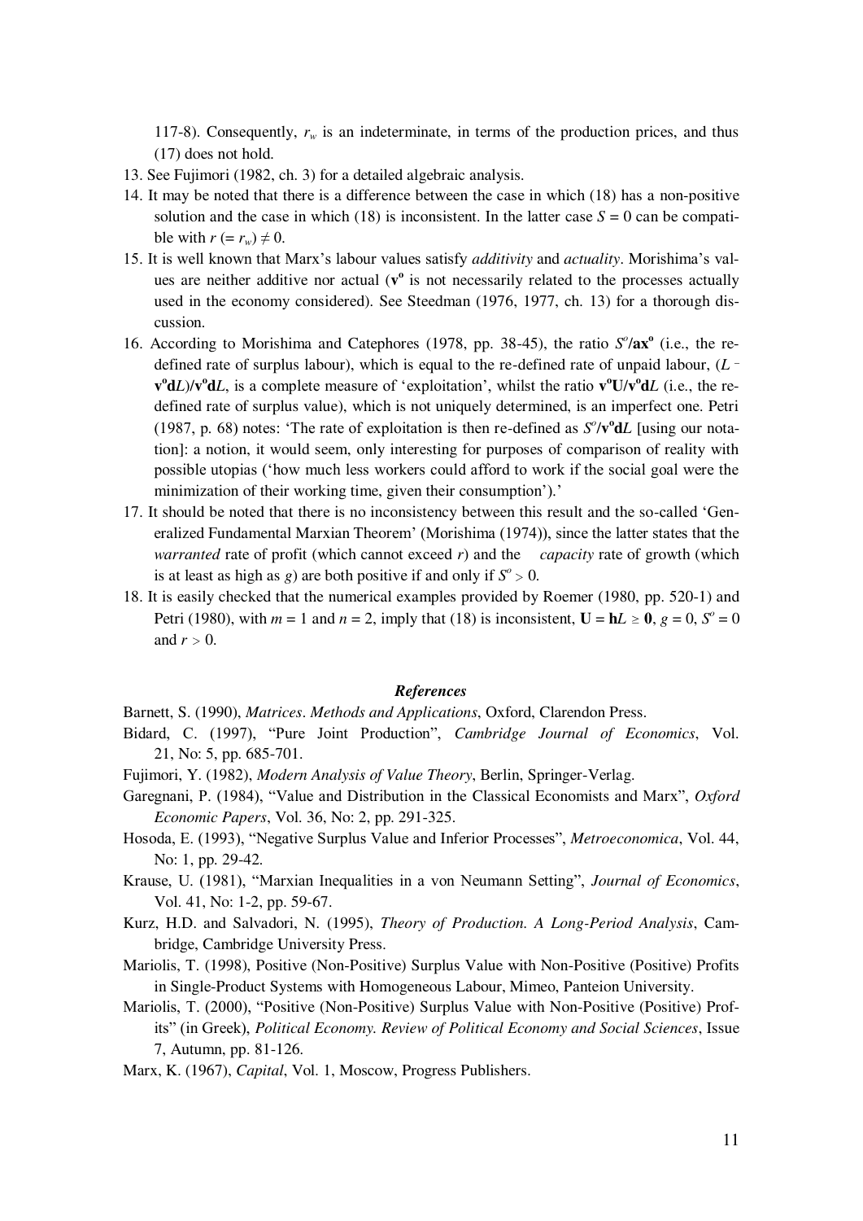117-8). Consequently, $r_w$ is an indeterminate, in terms of the production prices, and thus (17) does not hold.

13. See Fujimori (1982, ch. 3) for a detailed algebraic analysis.
14. It may be noted that there is a difference between the case in which (18) has a non-positive solution and the case in which (18) is inconsistent. In the latter case $S = 0$ can be compatible with $r\ (= r_w) \neq 0$.
15. It is well known that Marx's labour values satisfy *additivity* and *actuality*. Morishima's values are neither additive nor actual ($\mathbf{v^o}$ is not necessarily related to the processes actually used in the economy considered). See Steedman (1976, 1977, ch. 13) for a thorough discussion.
16. According to Morishima and Catephores (1978, pp. 38-45), the ratio $S^o/\mathbf{ax^o}$ (i.e., the re-defined rate of surplus labour), which is equal to the re-defined rate of unpaid labour, $(L - \mathbf{v^o d}L)/\mathbf{v^o d}L$, is a complete measure of 'exploitation', whilst the ratio $\mathbf{v^o U}/\mathbf{v^o d}L$ (i.e., the re-defined rate of surplus value), which is not uniquely determined, is an imperfect one. Petri (1987, p. 68) notes: 'The rate of exploitation is then re-defined as $S^o/\mathbf{v^o d}L$ [using our notation]: a notion, it would seem, only interesting for purposes of comparison of reality with possible utopias ('how much less workers could afford to work if the social goal were the minimization of their working time, given their consumption').'
17. It should be noted that there is no inconsistency between this result and the so-called 'Generalized Fundamental Marxian Theorem' (Morishima (1974)), since the latter states that the *warranted* rate of profit (which cannot exceed $r$) and the *capacity* rate of growth (which is at least as high as $g$) are both positive if and only if $S^o > 0$.
18. It is easily checked that the numerical examples provided by Roemer (1980, pp. 520-1) and Petri (1980), with $m = 1$ and $n = 2$, imply that (18) is inconsistent, $\mathbf{U} = \mathbf{h}L \geq \mathbf{0}$, $g = 0$, $S^o = 0$ and $r > 0$.

### References

Barnett, S. (1990), *Matrices. Methods and Applications*, Oxford, Clarendon Press.

Bidard, C. (1997), "Pure Joint Production", *Cambridge Journal of Economics*, Vol. 21, No: 5, pp. 685-701.

Fujimori, Y. (1982), *Modern Analysis of Value Theory*, Berlin, Springer-Verlag.

Garegnani, P. (1984), "Value and Distribution in the Classical Economists and Marx", *Oxford Economic Papers*, Vol. 36, No: 2, pp. 291-325.

Hosoda, E. (1993), "Negative Surplus Value and Inferior Processes", *Metroeconomica*, Vol. 44, No: 1, pp. 29-42.

Krause, U. (1981), "Marxian Inequalities in a von Neumann Setting", *Journal of Economics*, Vol. 41, No: 1-2, pp. 59-67.

Kurz, H.D. and Salvadori, N. (1995), *Theory of Production. A Long-Period Analysis*, Cambridge, Cambridge University Press.

Mariolis, T. (1998), Positive (Non-Positive) Surplus Value with Non-Positive (Positive) Profits in Single-Product Systems with Homogeneous Labour, Mimeo, Panteion University.

Mariolis, T. (2000), "Positive (Non-Positive) Surplus Value with Non-Positive (Positive) Profits" (in Greek), *Political Economy. Review of Political Economy and Social Sciences*, Issue 7, Autumn, pp. 81-126.

Marx, K. (1967), *Capital*, Vol. 1, Moscow, Progress Publishers.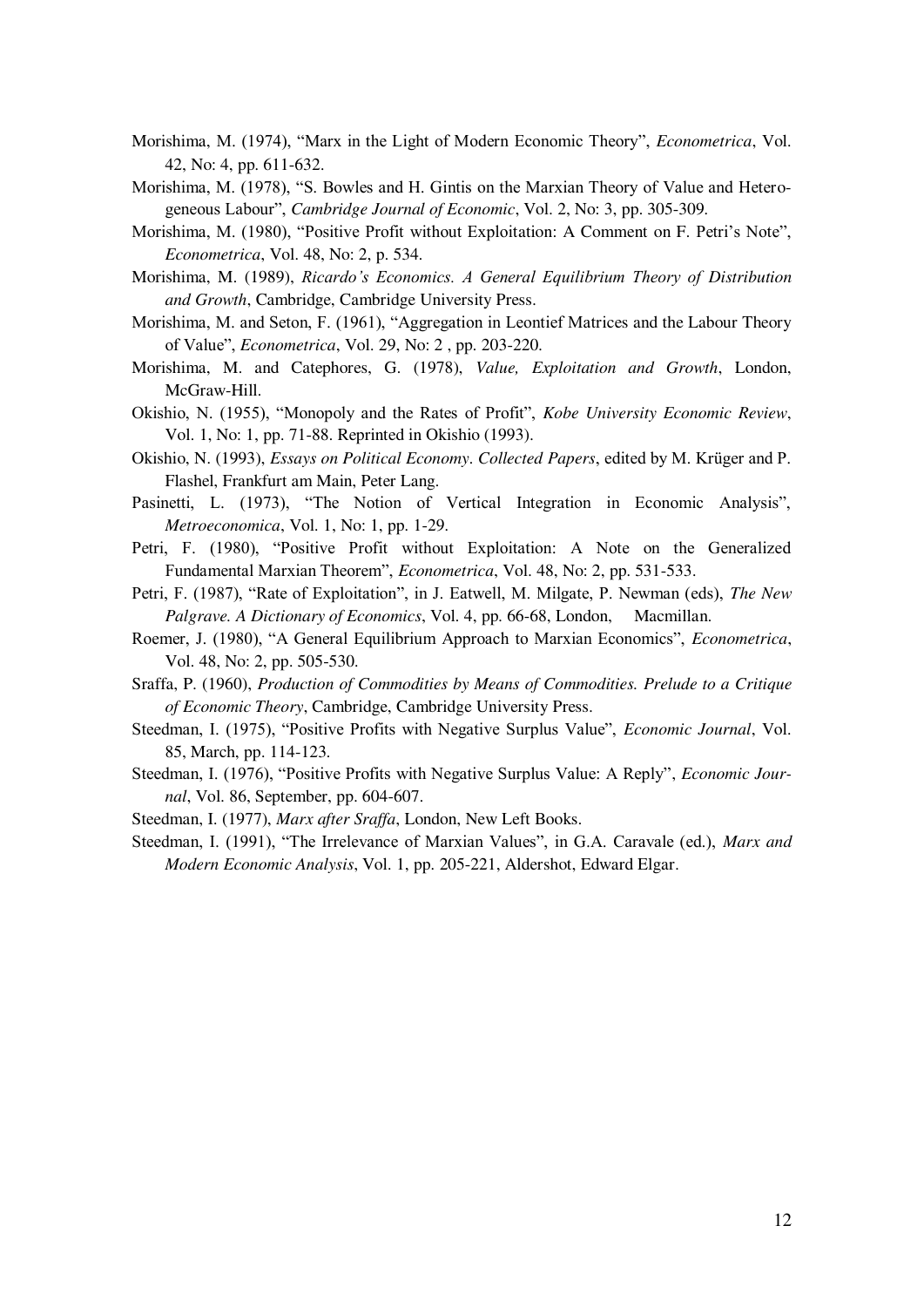Morishima, M. (1974), "Marx in the Light of Modern Economic Theory", *Econometrica*, Vol. 42, No: 4, pp. 611-632.

Morishima, M. (1978), "S. Bowles and H. Gintis on the Marxian Theory of Value and Heterogeneous Labour", *Cambridge Journal of Economic*, Vol. 2, No: 3, pp. 305-309.

Morishima, M. (1980), "Positive Profit without Exploitation: A Comment on F. Petri's Note", *Econometrica*, Vol. 48, No: 2, p. 534.

Morishima, M. (1989), *Ricardo's Economics. A General Equilibrium Theory of Distribution and Growth*, Cambridge, Cambridge University Press.

Morishima, M. and Seton, F. (1961), "Aggregation in Leontief Matrices and the Labour Theory of Value", *Econometrica*, Vol. 29, No: 2 , pp. 203-220.

Morishima, M. and Catephores, G. (1978), *Value, Exploitation and Growth*, London, McGraw-Hill.

Okishio, N. (1955), "Monopoly and the Rates of Profit", *Kobe University Economic Review*, Vol. 1, No: 1, pp. 71-88. Reprinted in Okishio (1993).

Okishio, N. (1993), *Essays on Political Economy. Collected Papers*, edited by M. Krüger and P. Flashel, Frankfurt am Main, Peter Lang.

Pasinetti, L. (1973), "The Notion of Vertical Integration in Economic Analysis", *Metroeconomica*, Vol. 1, No: 1, pp. 1-29.

Petri, F. (1980), "Positive Profit without Exploitation: A Note on the Generalized Fundamental Marxian Theorem", *Econometrica*, Vol. 48, No: 2, pp. 531-533.

Petri, F. (1987), "Rate of Exploitation", in J. Eatwell, M. Milgate, P. Newman (eds), *The New Palgrave. A Dictionary of Economics*, Vol. 4, pp. 66-68, London, Macmillan.

Roemer, J. (1980), "A General Equilibrium Approach to Marxian Economics", *Econometrica*, Vol. 48, No: 2, pp. 505-530.

Sraffa, P. (1960), *Production of Commodities by Means of Commodities. Prelude to a Critique of Economic Theory*, Cambridge, Cambridge University Press.

Steedman, I. (1975), "Positive Profits with Negative Surplus Value", *Economic Journal*, Vol. 85, March, pp. 114-123.

Steedman, I. (1976), "Positive Profits with Negative Surplus Value: A Reply", *Economic Journal*, Vol. 86, September, pp. 604-607.

Steedman, I. (1977), *Marx after Sraffa*, London, New Left Books.

Steedman, I. (1991), "The Irrelevance of Marxian Values", in G.A. Caravale (ed.), *Marx and Modern Economic Analysis*, Vol. 1, pp. 205-221, Aldershot, Edward Elgar.